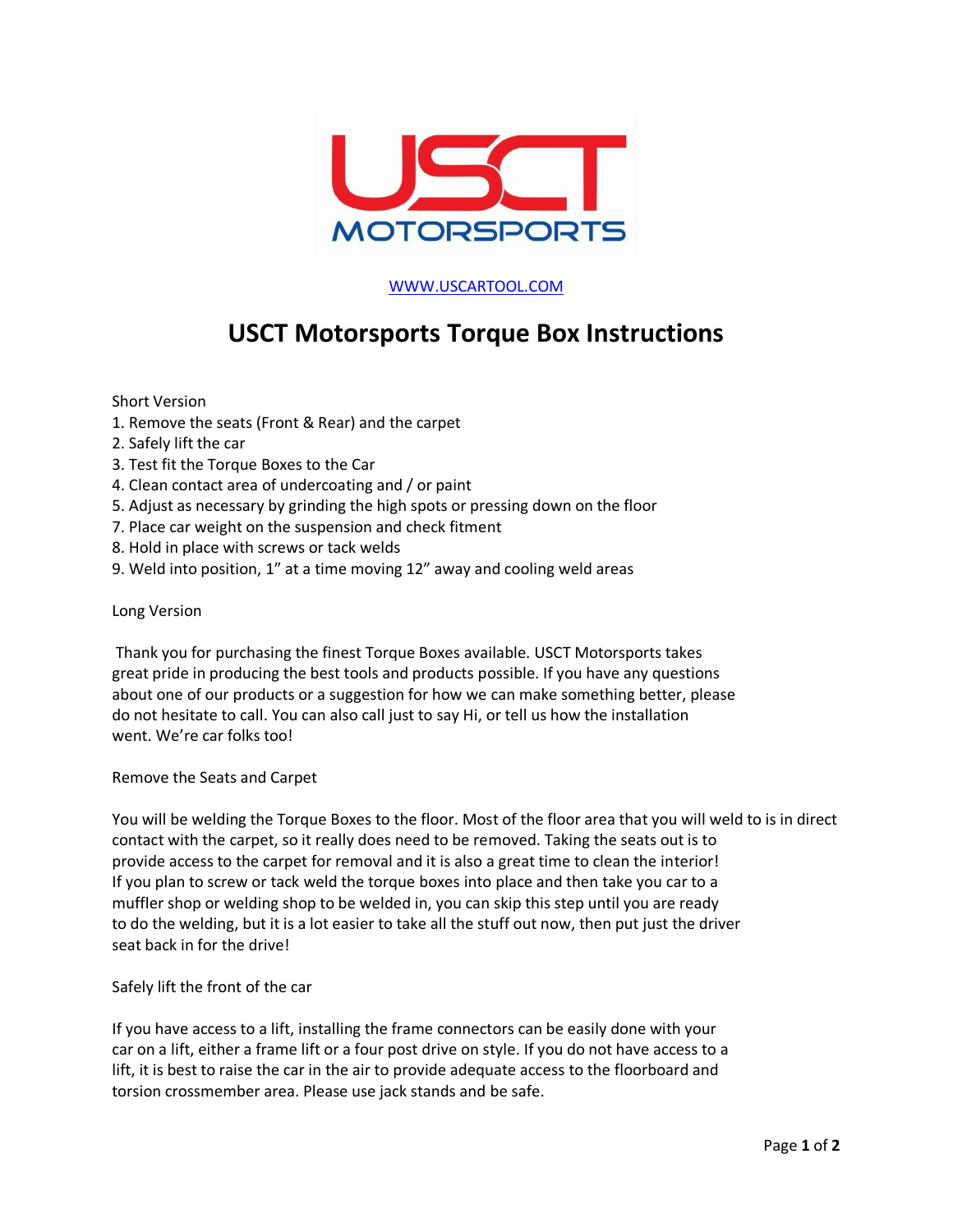[WWW.USCARTOOL.COM](http://WWW.USCARTOOL.COM)

# USCT Motorsports Torque Box Instructions

Short Version

1. Remove the seats (Front & Rear) and the carpet
2. Safely lift the car
3. Test fit the Torque Boxes to the Car
4. Clean contact area of undercoating and / or paint
5. Adjust as necessary by grinding the high spots or pressing down on the floor
7. Place car weight on the suspension and check fitment
8. Hold in place with screws or tack welds
9. Weld into position, 1" at a time moving 12" away and cooling weld areas

Long Version

Thank you for purchasing the finest Torque Boxes available. USCT Motorsports takes great pride in producing the best tools and products possible. If you have any questions about one of our products or a suggestion for how we can make something better, please do not hesitate to call. You can also call just to say Hi, or tell us how the installation went. We're car folks too!

Remove the Seats and Carpet

You will be welding the Torque Boxes to the floor. Most of the floor area that you will weld to is in direct contact with the carpet, so it really does need to be removed. Taking the seats out is to provide access to the carpet for removal and it is also a great time to clean the interior! If you plan to screw or tack weld the torque boxes into place and then take you car to a muffler shop or welding shop to be welded in, you can skip this step until you are ready to do the welding, but it is a lot easier to take all the stuff out now, then put just the driver seat back in for the drive!

Safely lift the front of the car

If you have access to a lift, installing the frame connectors can be easily done with your car on a lift, either a frame lift or a four post drive on style. If you do not have access to a lift, it is best to raise the car in the air to provide adequate access to the floorboard and torsion crossmember area. Please use jack stands and be safe.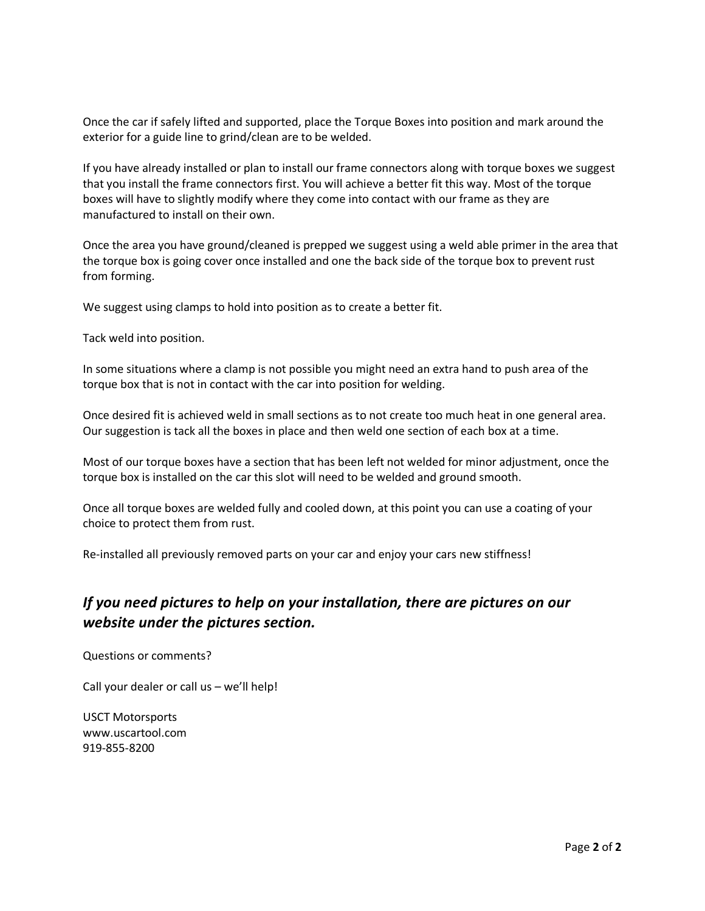Once the car if safely lifted and supported, place the Torque Boxes into position and mark around the exterior for a guide line to grind/clean are to be welded.

If you have already installed or plan to install our frame connectors along with torque boxes we suggest that you install the frame connectors first. You will achieve a better fit this way. Most of the torque boxes will have to slightly modify where they come into contact with our frame as they are manufactured to install on their own.

Once the area you have ground/cleaned is prepped we suggest using a weld able primer in the area that the torque box is going cover once installed and one the back side of the torque box to prevent rust from forming.

We suggest using clamps to hold into position as to create a better fit.

Tack weld into position.

In some situations where a clamp is not possible you might need an extra hand to push area of the torque box that is not in contact with the car into position for welding.

Once desired fit is achieved weld in small sections as to not create too much heat in one general area. Our suggestion is tack all the boxes in place and then weld one section of each box at a time.

Most of our torque boxes have a section that has been left not welded for minor adjustment, once the torque box is installed on the car this slot will need to be welded and ground smooth.

Once all torque boxes are welded fully and cooled down, at this point you can use a coating of your choice to protect them from rust.

Re-installed all previously removed parts on your car and enjoy your cars new stiffness!

## ***If you need pictures to help on your installation, there are pictures on our website under the pictures section.***

Questions or comments?

Call your dealer or call us – we'll help!

USCT Motorsports
www.uscartool.com
919-855-8200